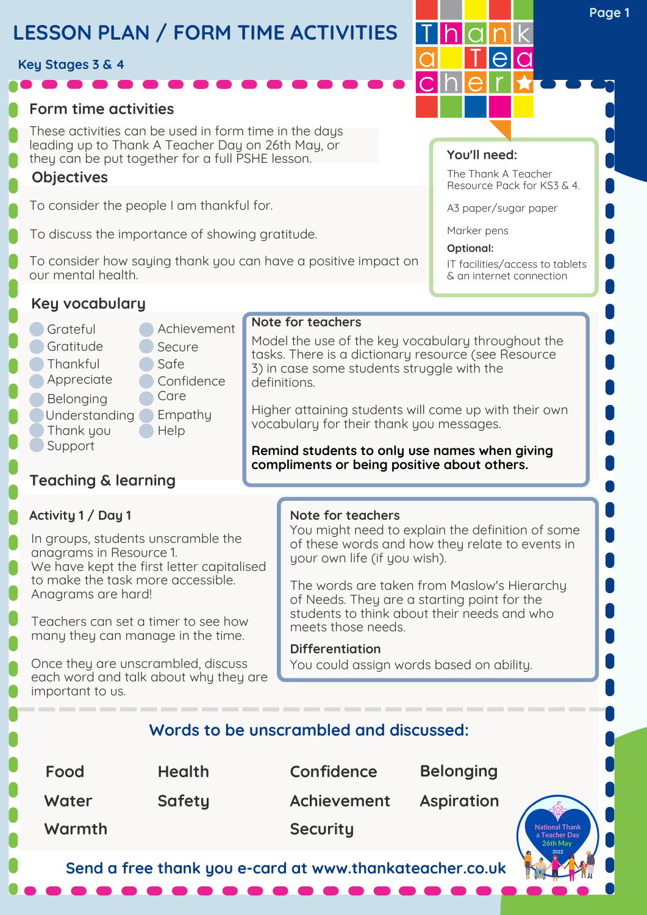# LESSON PLAN / FORM TIME ACTIVITIES

**Key Stages 3 & 4**

## Form time activities

These activities can be used in form time in the days leading up to Thank A Teacher Day on 26th May, or they can be put together for a full PSHE lesson.

## Objectives

To consider the people I am thankful for.

To discuss the importance of showing gratitude.

To consider how saying thank you can have a positive impact on our mental health.

**You'll need:**

The Thank A Teacher Resource Pack for KS3 & 4.

A3 paper/sugar paper

Marker pens

**Optional:**

IT facilities/access to tablets & an internet connection

## Key vocabulary

- Grateful
- Gratitude
- Thankful
- Appreciate
- Belonging
- Understanding
- Thank you
- Support
- Achievement
- Secure
- Safe
- Confidence
- Care
- Empathy
- Help

**Note for teachers**

Model the use of the key vocabulary throughout the tasks. There is a dictionary resource (see Resource 3) in case some students struggle with the definitions.

Higher attaining students will come up with their own vocabulary for their thank you messages.

**Remind students to only use names when giving compliments or being positive about others.**

## Teaching & learning

### Activity 1 / Day 1

In groups, students unscramble the anagrams in Resource 1.
We have kept the first letter capitalised to make the task more accessible. Anagrams are hard!

Teachers can set a timer to see how many they can manage in the time.

Once they are unscrambled, discuss each word and talk about why they are important to us.

**Note for teachers**

You might need to explain the definition of some of these words and how they relate to events in your own life (if you wish).

The words are taken from Maslow's Hierarchy of Needs. They are a starting point for the students to think about their needs and who meets those needs.

**Differentiation**

You could assign words based on ability.

### Words to be unscrambled and discussed:

| | | | |
|---|---|---|---|
| Food | Health | Confidence | Belonging |
| Water | Safety | Achievement | Aspiration |
| Warmth | | Security | |

National Thank a Teacher Day 26th May 2022

**Send a free thank you e-card at www.thankateacher.co.uk**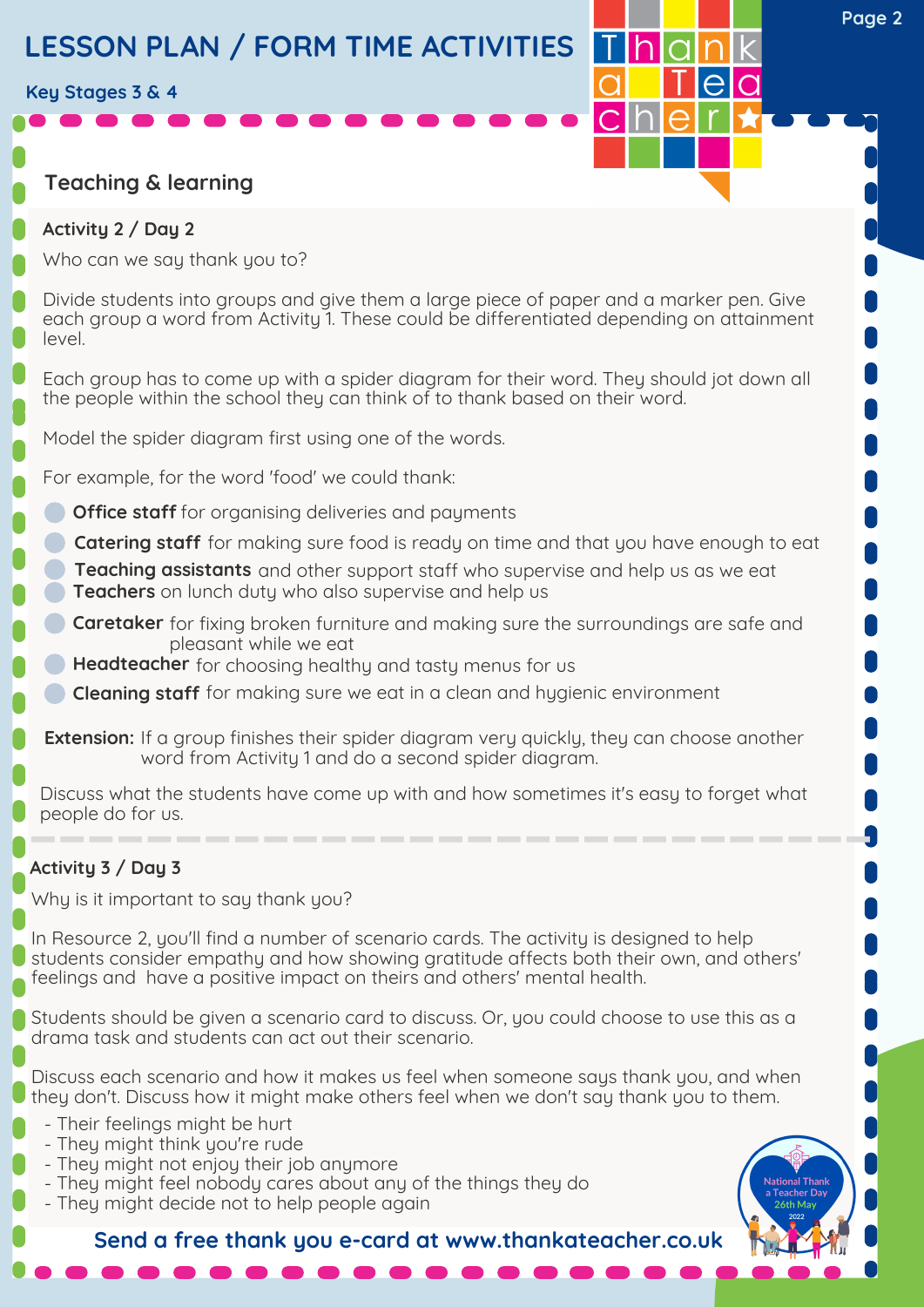# LESSON PLAN / FORM TIME ACTIVITIES

**Key Stages 3 & 4**

## Teaching & learning

### Activity 2 / Day 2

Who can we say thank you to?

Divide students into groups and give them a large piece of paper and a marker pen. Give each group a word from Activity 1. These could be differentiated depending on attainment level.

Each group has to come up with a spider diagram for their word. They should jot down all the people within the school they can think of to thank based on their word.

Model the spider diagram first using one of the words.

For example, for the word 'food' we could thank:

- **Office staff** for organising deliveries and payments
- **Catering staff** for making sure food is ready on time and that you have enough to eat
- **Teaching assistants** and other support staff who supervise and help us as we eat
- **Teachers** on lunch duty who also supervise and help us
- **Caretaker** for fixing broken furniture and making sure the surroundings are safe and pleasant while we eat
- **Headteacher** for choosing healthy and tasty menus for us
- **Cleaning staff** for making sure we eat in a clean and hygienic environment

**Extension:** If a group finishes their spider diagram very quickly, they can choose another word from Activity 1 and do a second spider diagram.

Discuss what the students have come up with and how sometimes it's easy to forget what people do for us.

### Activity 3 / Day 3

Why is it important to say thank you?

In Resource 2, you'll find a number of scenario cards. The activity is designed to help students consider empathy and how showing gratitude affects both their own, and others' feelings and have a positive impact on theirs and others' mental health.

Students should be given a scenario card to discuss. Or, you could choose to use this as a drama task and students can act out their scenario.

Discuss each scenario and how it makes us feel when someone says thank you, and when they don't. Discuss how it might make others feel when we don't say thank you to them.

- Their feelings might be hurt
- They might think you're rude
- They might not enjoy their job anymore
- They might feel nobody cares about any of the things they do
- They might decide not to help people again

**Send a free thank you e-card at www.thankateacher.co.uk**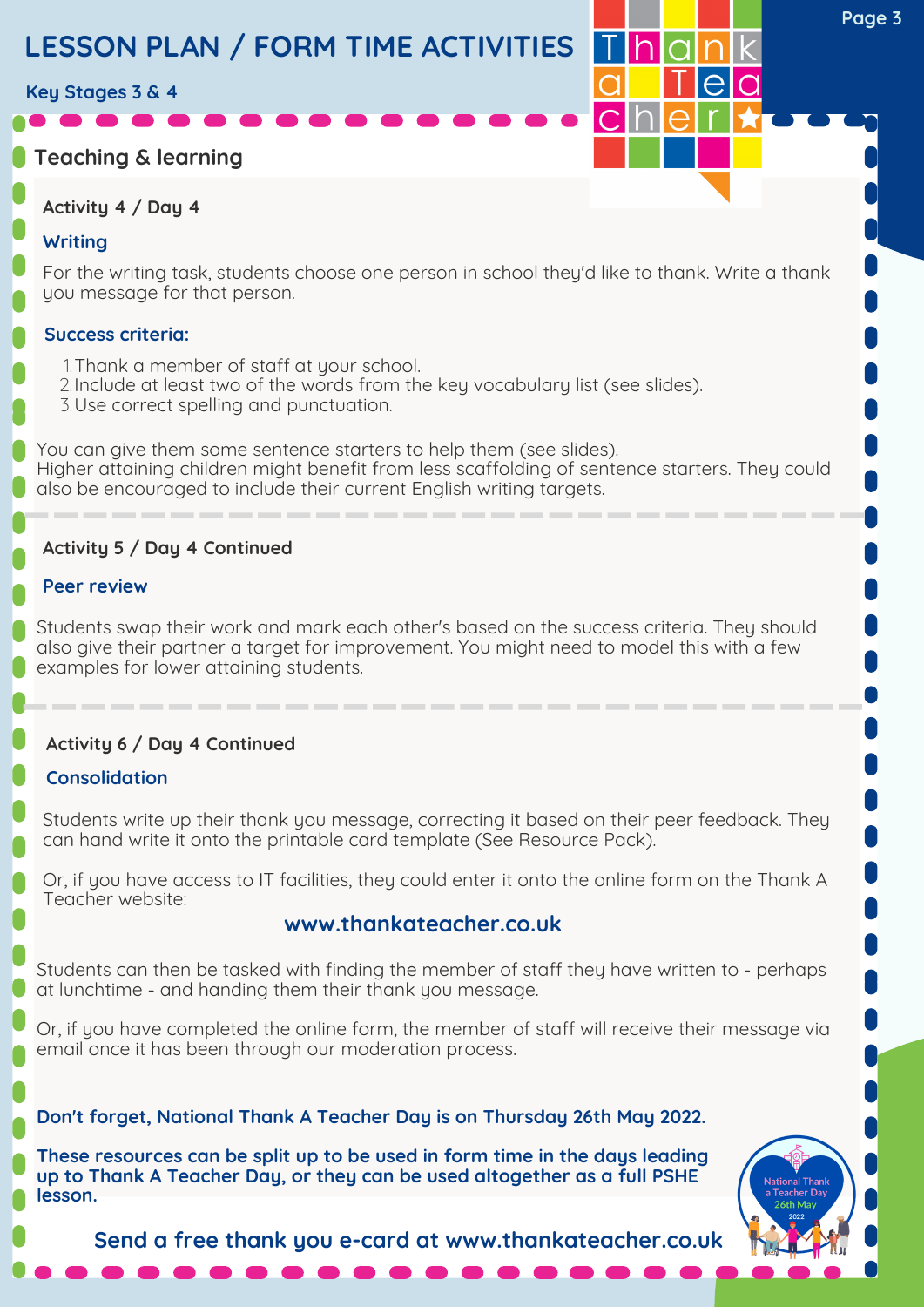# LESSON PLAN / FORM TIME ACTIVITIES

**Key Stages 3 & 4**

## Teaching & learning

### Activity 4 / Day 4

**Writing**

For the writing task, students choose one person in school they'd like to thank. Write a thank you message for that person.

**Success criteria:**

1. Thank a member of staff at your school.
2. Include at least two of the words from the key vocabulary list (see slides).
3. Use correct spelling and punctuation.

You can give them some sentence starters to help them (see slides).
Higher attaining children might benefit from less scaffolding of sentence starters. They could also be encouraged to include their current English writing targets.

### Activity 5 / Day 4 Continued

**Peer review**

Students swap their work and mark each other's based on the success criteria. They should also give their partner a target for improvement. You might need to model this with a few examples for lower attaining students.

### Activity 6 / Day 4 Continued

**Consolidation**

Students write up their thank you message, correcting it based on their peer feedback. They can hand write it onto the printable card template (See Resource Pack).

Or, if you have access to IT facilities, they could enter it onto the online form on the Thank A Teacher website:

**www.thankateacher.co.uk**

Students can then be tasked with finding the member of staff they have written to - perhaps at lunchtime - and handing them their thank you message.

Or, if you have completed the online form, the member of staff will receive their message via email once it has been through our moderation process.

**Don't forget, National Thank A Teacher Day is on Thursday 26th May 2022.**

**These resources can be split up to be used in form time in the days leading up to Thank A Teacher Day, or they can be used altogether as a full PSHE lesson.**

**Send a free thank you e-card at www.thankateacher.co.uk**